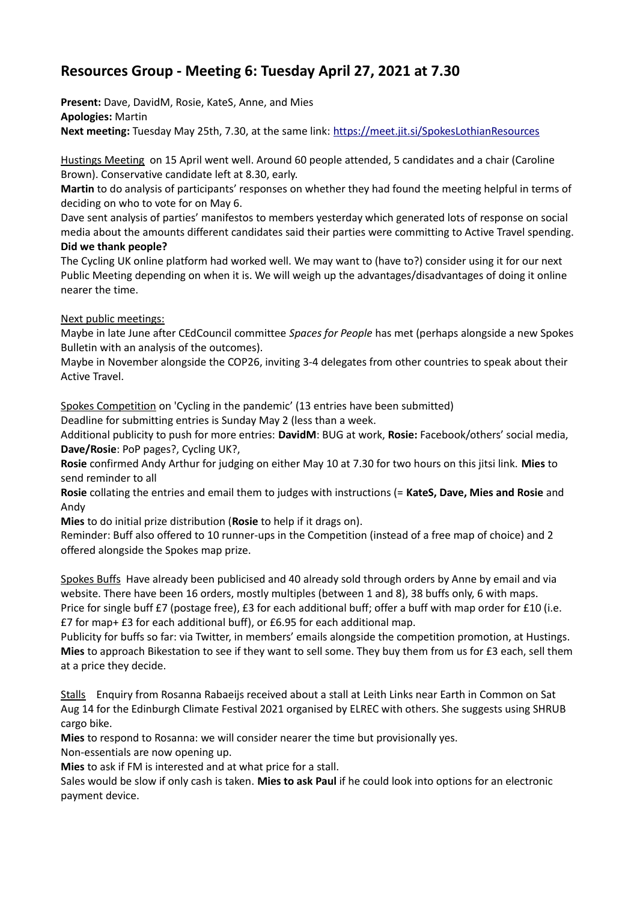# Resources Group - Meeting 6: Tuesday April 27, 2021 at 7.30

**Present:** Dave, DavidM, Rosie, KateS, Anne, and Mies
**Apologies:** Martin
**Next meeting:** Tuesday May 25th, 7.30, at the same link: https://meet.jit.si/SpokesLothianResources

Hustings Meeting on 15 April went well. Around 60 people attended, 5 candidates and a chair (Caroline Brown). Conservative candidate left at 8.30, early.

**Martin** to do analysis of participants' responses on whether they had found the meeting helpful in terms of deciding on who to vote for on May 6.

Dave sent analysis of parties' manifestos to members yesterday which generated lots of response on social media about the amounts different candidates said their parties were committing to Active Travel spending.

**Did we thank people?**

The Cycling UK online platform had worked well. We may want to (have to?) consider using it for our next Public Meeting depending on when it is. We will weigh up the advantages/disadvantages of doing it online nearer the time.

Next public meetings:

Maybe in late June after CEdCouncil committee *Spaces for People* has met (perhaps alongside a new Spokes Bulletin with an analysis of the outcomes).

Maybe in November alongside the COP26, inviting 3-4 delegates from other countries to speak about their Active Travel.

Spokes Competition on 'Cycling in the pandemic' (13 entries have been submitted)

Deadline for submitting entries is Sunday May 2 (less than a week.

Additional publicity to push for more entries: **DavidM**: BUG at work, **Rosie:** Facebook/others' social media, **Dave/Rosie**: PoP pages?, Cycling UK?,

**Rosie** confirmed Andy Arthur for judging on either May 10 at 7.30 for two hours on this jitsi link. **Mies** to send reminder to all

**Rosie** collating the entries and email them to judges with instructions (= **KateS, Dave, Mies and Rosie** and Andy

**Mies** to do initial prize distribution (**Rosie** to help if it drags on).

Reminder: Buff also offered to 10 runner-ups in the Competition (instead of a free map of choice) and 2 offered alongside the Spokes map prize.

Spokes Buffs Have already been publicised and 40 already sold through orders by Anne by email and via website. There have been 16 orders, mostly multiples (between 1 and 8), 38 buffs only, 6 with maps. Price for single buff £7 (postage free), £3 for each additional buff; offer a buff with map order for £10 (i.e. £7 for map+ £3 for each additional buff), or £6.95 for each additional map.

Publicity for buffs so far: via Twitter, in members' emails alongside the competition promotion, at Hustings. **Mies** to approach Bikestation to see if they want to sell some. They buy them from us for £3 each, sell them at a price they decide.

Stalls Enquiry from Rosanna Rabaeijs received about a stall at Leith Links near Earth in Common on Sat Aug 14 for the Edinburgh Climate Festival 2021 organised by ELREC with others. She suggests using SHRUB cargo bike.

**Mies** to respond to Rosanna: we will consider nearer the time but provisionally yes.

Non-essentials are now opening up.

**Mies** to ask if FM is interested and at what price for a stall.

Sales would be slow if only cash is taken. **Mies to ask Paul** if he could look into options for an electronic payment device.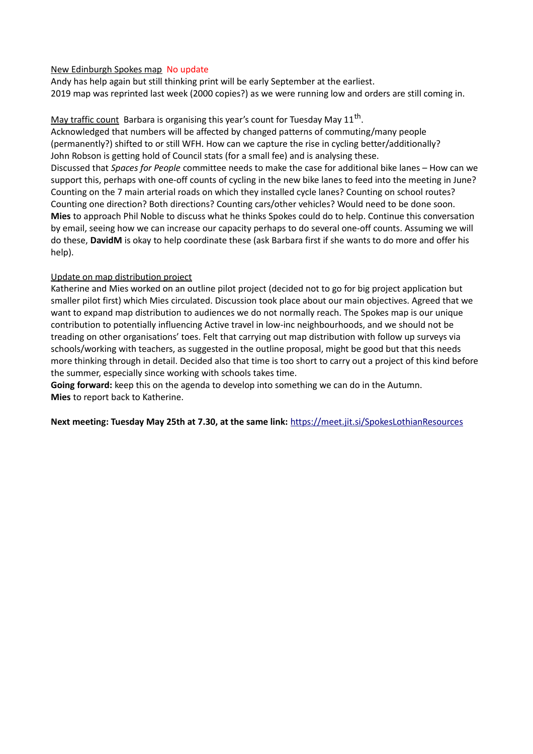New Edinburgh Spokes map No update

Andy has help again but still thinking print will be early September at the earliest.
2019 map was reprinted last week (2000 copies?) as we were running low and orders are still coming in.

May traffic count Barbara is organising this year's count for Tuesday May 11th.

Acknowledged that numbers will be affected by changed patterns of commuting/many people (permanently?) shifted to or still WFH. How can we capture the rise in cycling better/additionally?
John Robson is getting hold of Council stats (for a small fee) and is analysing these.
Discussed that *Spaces for People* committee needs to make the case for additional bike lanes – How can we support this, perhaps with one-off counts of cycling in the new bike lanes to feed into the meeting in June? Counting on the 7 main arterial roads on which they installed cycle lanes? Counting on school routes? Counting one direction? Both directions? Counting cars/other vehicles? Would need to be done soon.
**Mies** to approach Phil Noble to discuss what he thinks Spokes could do to help. Continue this conversation by email, seeing how we can increase our capacity perhaps to do several one-off counts. Assuming we will do these, **DavidM** is okay to help coordinate these (ask Barbara first if she wants to do more and offer his help).

Update on map distribution project

Katherine and Mies worked on an outline pilot project (decided not to go for big project application but smaller pilot first) which Mies circulated. Discussion took place about our main objectives. Agreed that we want to expand map distribution to audiences we do not normally reach. The Spokes map is our unique contribution to potentially influencing Active travel in low-inc neighbourhoods, and we should not be treading on other organisations' toes. Felt that carrying out map distribution with follow up surveys via schools/working with teachers, as suggested in the outline proposal, might be good but that this needs more thinking through in detail. Decided also that time is too short to carry out a project of this kind before the summer, especially since working with schools takes time.
**Going forward:** keep this on the agenda to develop into something we can do in the Autumn.
**Mies** to report back to Katherine.

**Next meeting: Tuesday May 25th at 7.30, at the same link:** https://meet.jit.si/SpokesLothianResources